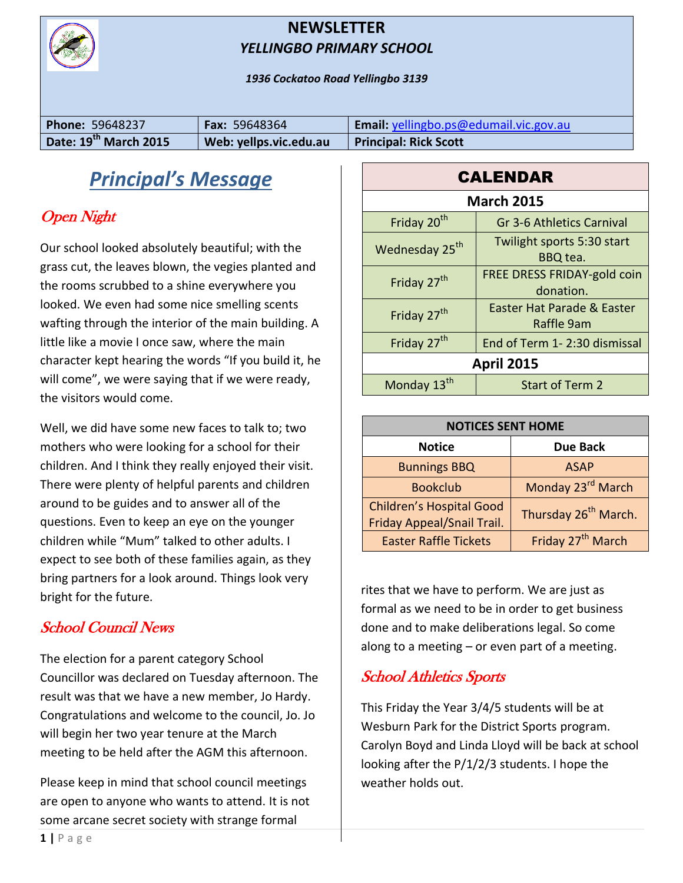# NEWSLETTER
## *YELLINGBO PRIMARY SCHOOL*

*1936 Cockatoo Road Yellingbo 3139*

| **Phone:** 59648237 | **Fax:** 59648364 | **Email:** yellingbo.ps@edumail.vic.gov.au |
|---|---|---|
| **Date: 19th March 2015** | **Web: yellps.vic.edu.au** | **Principal: Rick Scott** |

## *Principal's Message*

### *Open Night*

Our school looked absolutely beautiful; with the grass cut, the leaves blown, the vegies planted and the rooms scrubbed to a shine everywhere you looked. We even had some nice smelling scents wafting through the interior of the main building. A little like a movie I once saw, where the main character kept hearing the words "If you build it, he will come", we were saying that if we were ready, the visitors would come.

Well, we did have some new faces to talk to; two mothers who were looking for a school for their children. And I think they really enjoyed their visit. There were plenty of helpful parents and children around to be guides and to answer all of the questions. Even to keep an eye on the younger children while "Mum" talked to other adults. I expect to see both of these families again, as they bring partners for a look around. Things look very bright for the future.

### *School Council News*

The election for a parent category School Councillor was declared on Tuesday afternoon. The result was that we have a new member, Jo Hardy. Congratulations and welcome to the council, Jo. Jo will begin her two year tenure at the March meeting to be held after the AGM this afternoon.

Please keep in mind that school council meetings are open to anyone who wants to attend. It is not some arcane secret society with strange formal rites that we have to perform. We are just as formal as we need to be in order to get business done and to make deliberations legal. So come along to a meeting – or even part of a meeting.

### *School Athletics Sports*

This Friday the Year 3/4/5 students will be at Wesburn Park for the District Sports program. Carolyn Boyd and Linda Lloyd will be back at school looking after the P/1/2/3 students. I hope the weather holds out.

## CALENDAR

| **March 2015** | |
|---|---|
| Friday 20th | Gr 3-6 Athletics Carnival |
| Wednesday 25th | Twilight sports 5:30 start BBQ tea. |
| Friday 27th | FREE DRESS FRIDAY-gold coin donation. |
| Friday 27th | Easter Hat Parade & Easter Raffle 9am |
| Friday 27th | End of Term 1- 2:30 dismissal |
| **April 2015** | |
| Monday 13th | Start of Term 2 |

## NOTICES SENT HOME

| Notice | Due Back |
|---|---|
| Bunnings BBQ | ASAP |
| Bookclub | Monday 23rd March |
| Children's Hospital Good Friday Appeal/Snail Trail. | Thursday 26th March. |
| Easter Raffle Tickets | Friday 27th March |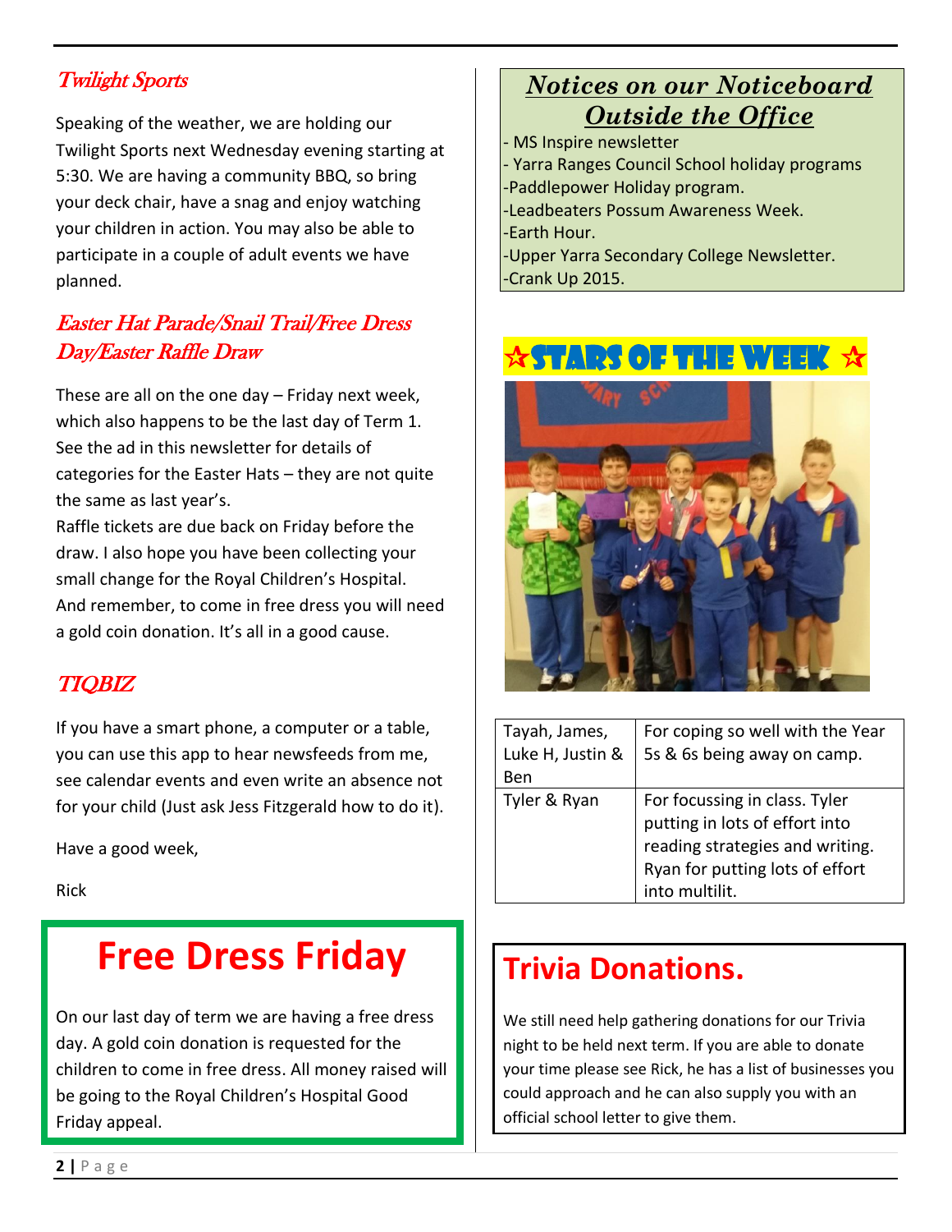## *Twilight Sports*

Speaking of the weather, we are holding our Twilight Sports next Wednesday evening starting at 5:30. We are having a community BBQ, so bring your deck chair, have a snag and enjoy watching your children in action. You may also be able to participate in a couple of adult events we have planned.

## *Easter Hat Parade/Snail Trail/Free Dress Day/Easter Raffle Draw*

These are all on the one day – Friday next week, which also happens to be the last day of Term 1. See the ad in this newsletter for details of categories for the Easter Hats – they are not quite the same as last year's.

Raffle tickets are due back on Friday before the draw. I also hope you have been collecting your small change for the Royal Children's Hospital. And remember, to come in free dress you will need a gold coin donation. It's all in a good cause.

## *TIQBIZ*

If you have a smart phone, a computer or a table, you can use this app to hear newsfeeds from me, see calendar events and even write an absence not for your child (Just ask Jess Fitzgerald how to do it).

Have a good week,

Rick

# Free Dress Friday

On our last day of term we are having a free dress day. A gold coin donation is requested for the children to come in free dress. All money raised will be going to the Royal Children's Hospital Good Friday appeal.

## *Notices on our Noticeboard Outside the Office*

- MS Inspire newsletter
- Yarra Ranges Council School holiday programs
- Paddlepower Holiday program.
- Leadbeaters Possum Awareness Week.
- Earth Hour.
- Upper Yarra Secondary College Newsletter.
- Crank Up 2015.

## ☆STARS OF THE WEEK ☆

| | |
|---|---|
| Tayah, James, Luke H, Justin & Ben | For coping so well with the Year 5s & 6s being away on camp. |
| Tyler & Ryan | For focussing in class. Tyler putting in lots of effort into reading strategies and writing. Ryan for putting lots of effort into multilit. |

# Trivia Donations.

We still need help gathering donations for our Trivia night to be held next term. If you are able to donate your time please see Rick, he has a list of businesses you could approach and he can also supply you with an official school letter to give them.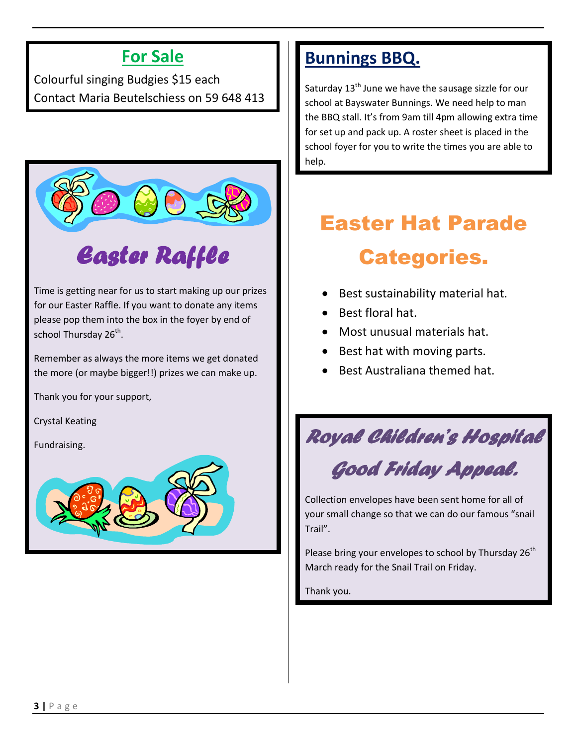## For Sale

Colourful singing Budgies $15 each

Contact Maria Beutelschiess on 59 648 413

## Easter Raffle

Time is getting near for us to start making up our prizes for our Easter Raffle. If you want to donate any items please pop them into the box in the foyer by end of school Thursday 26th.

Remember as always the more items we get donated the more (or maybe bigger!!) prizes we can make up.

Thank you for your support,

Crystal Keating

Fundraising.

## Bunnings BBQ.

Saturday 13th June we have the sausage sizzle for our school at Bayswater Bunnings. We need help to man the BBQ stall. It's from 9am till 4pm allowing extra time for set up and pack up. A roster sheet is placed in the school foyer for you to write the times you are able to help.

## Easter Hat Parade Categories.

- Best sustainability material hat.
- Best floral hat.
- Most unusual materials hat.
- Best hat with moving parts.
- Best Australiana themed hat.

## Royal Children's Hospital Good Friday Appeal.

Collection envelopes have been sent home for all of your small change so that we can do our famous "snail Trail".

Please bring your envelopes to school by Thursday 26th March ready for the Snail Trail on Friday.

Thank you.